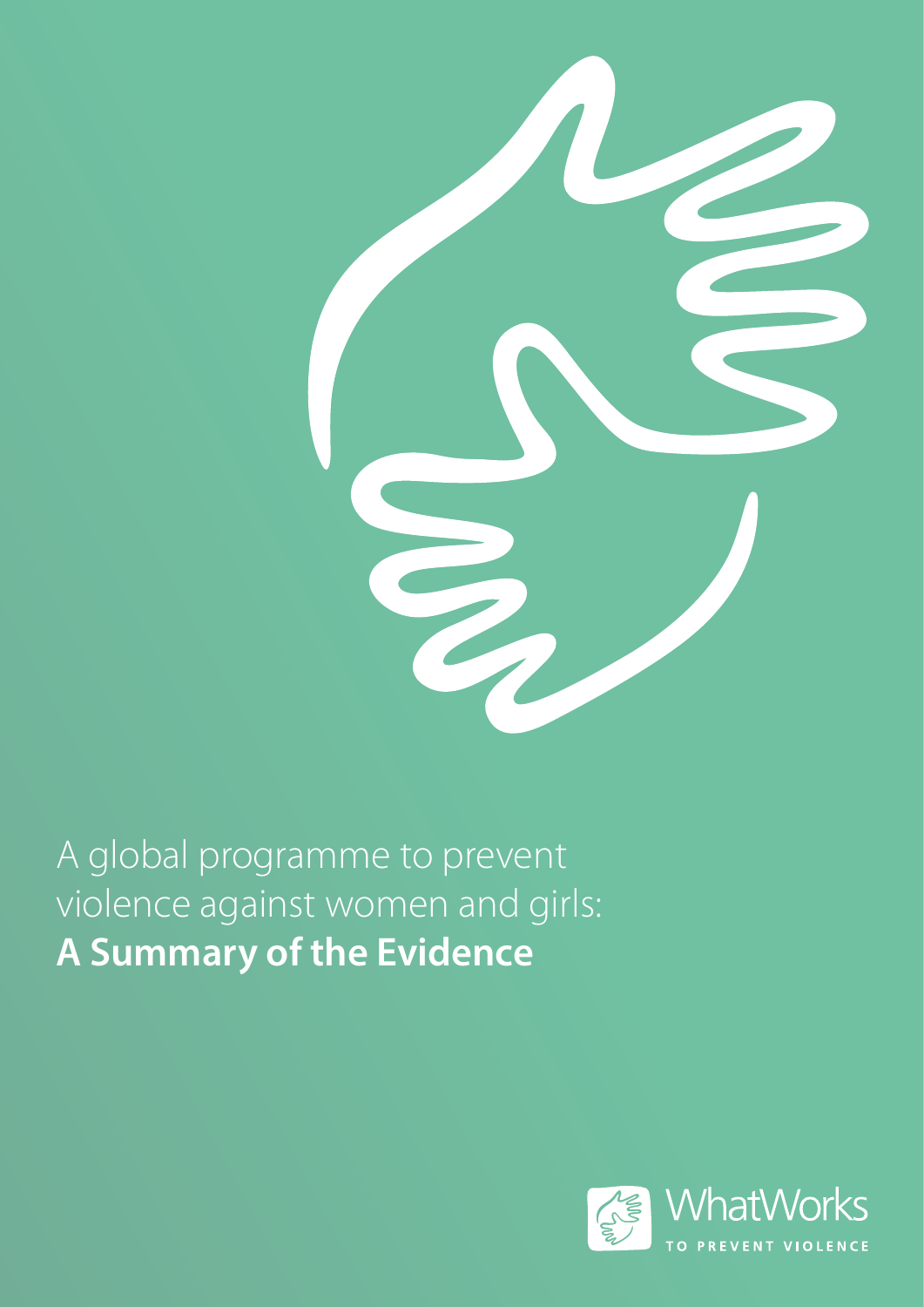# A global programme to prevent violence against women and girls: **A Summary of the Evidence**

WhatWorks

TO PREVENT VIOLENCE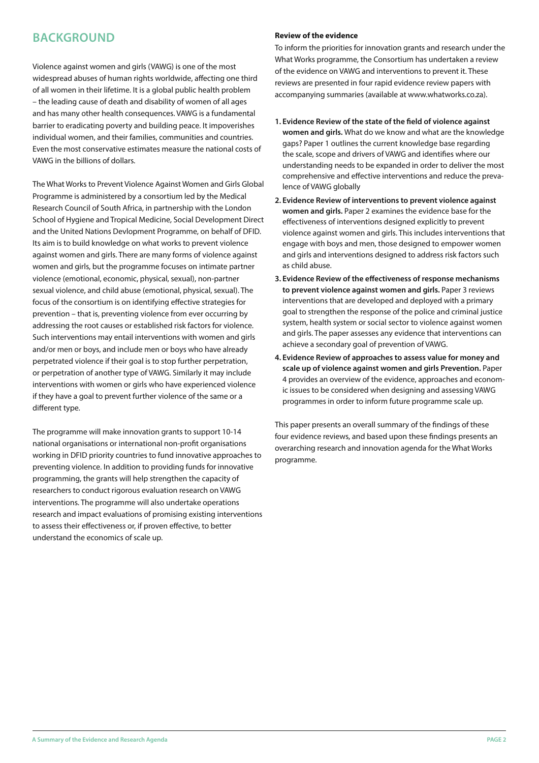## BACKGROUND

Violence against women and girls (VAWG) is one of the most widespread abuses of human rights worldwide, affecting one third of all women in their lifetime. It is a global public health problem – the leading cause of death and disability of women of all ages and has many other health consequences. VAWG is a fundamental barrier to eradicating poverty and building peace. It impoverishes individual women, and their families, communities and countries. Even the most conservative estimates measure the national costs of VAWG in the billions of dollars.

The What Works to Prevent Violence Against Women and Girls Global Programme is administered by a consortium led by the Medical Research Council of South Africa, in partnership with the London School of Hygiene and Tropical Medicine, Social Development Direct and the United Nations Devlopment Programme, on behalf of DFID. Its aim is to build knowledge on what works to prevent violence against women and girls. There are many forms of violence against women and girls, but the programme focuses on intimate partner violence (emotional, economic, physical, sexual), non-partner sexual violence, and child abuse (emotional, physical, sexual). The focus of the consortium is on identifying effective strategies for prevention – that is, preventing violence from ever occurring by addressing the root causes or established risk factors for violence. Such interventions may entail interventions with women and girls and/or men or boys, and include men or boys who have already perpetrated violence if their goal is to stop further perpetration, or perpetration of another type of VAWG. Similarly it may include interventions with women or girls who have experienced violence if they have a goal to prevent further violence of the same or a different type.

The programme will make innovation grants to support 10-14 national organisations or international non-profit organisations working in DFID priority countries to fund innovative approaches to preventing violence. In addition to providing funds for innovative programming, the grants will help strengthen the capacity of researchers to conduct rigorous evaluation research on VAWG interventions. The programme will also undertake operations research and impact evaluations of promising existing interventions to assess their effectiveness or, if proven effective, to better understand the economics of scale up.

**Review of the evidence**

To inform the priorities for innovation grants and research under the What Works programme, the Consortium has undertaken a review of the evidence on VAWG and interventions to prevent it. These reviews are presented in four rapid evidence review papers with accompanying summaries (available at www.whatworks.co.za).

1. **Evidence Review of the state of the field of violence against women and girls.** What do we know and what are the knowledge gaps? Paper 1 outlines the current knowledge base regarding the scale, scope and drivers of VAWG and identifies where our understanding needs to be expanded in order to deliver the most comprehensive and effective interventions and reduce the prevalence of VAWG globally
2. **Evidence Review of interventions to prevent violence against women and girls.** Paper 2 examines the evidence base for the effectiveness of interventions designed explicitly to prevent violence against women and girls. This includes interventions that engage with boys and men, those designed to empower women and girls and interventions designed to address risk factors such as child abuse.
3. **Evidence Review of the effectiveness of response mechanisms to prevent violence against women and girls.** Paper 3 reviews interventions that are developed and deployed with a primary goal to strengthen the response of the police and criminal justice system, health system or social sector to violence against women and girls. The paper assesses any evidence that interventions can achieve a secondary goal of prevention of VAWG.
4. **Evidence Review of approaches to assess value for money and scale up of violence against women and girls Prevention.** Paper 4 provides an overview of the evidence, approaches and economic issues to be considered when designing and assessing VAWG programmes in order to inform future programme scale up.

This paper presents an overall summary of the findings of these four evidence reviews, and based upon these findings presents an overarching research and innovation agenda for the What Works programme.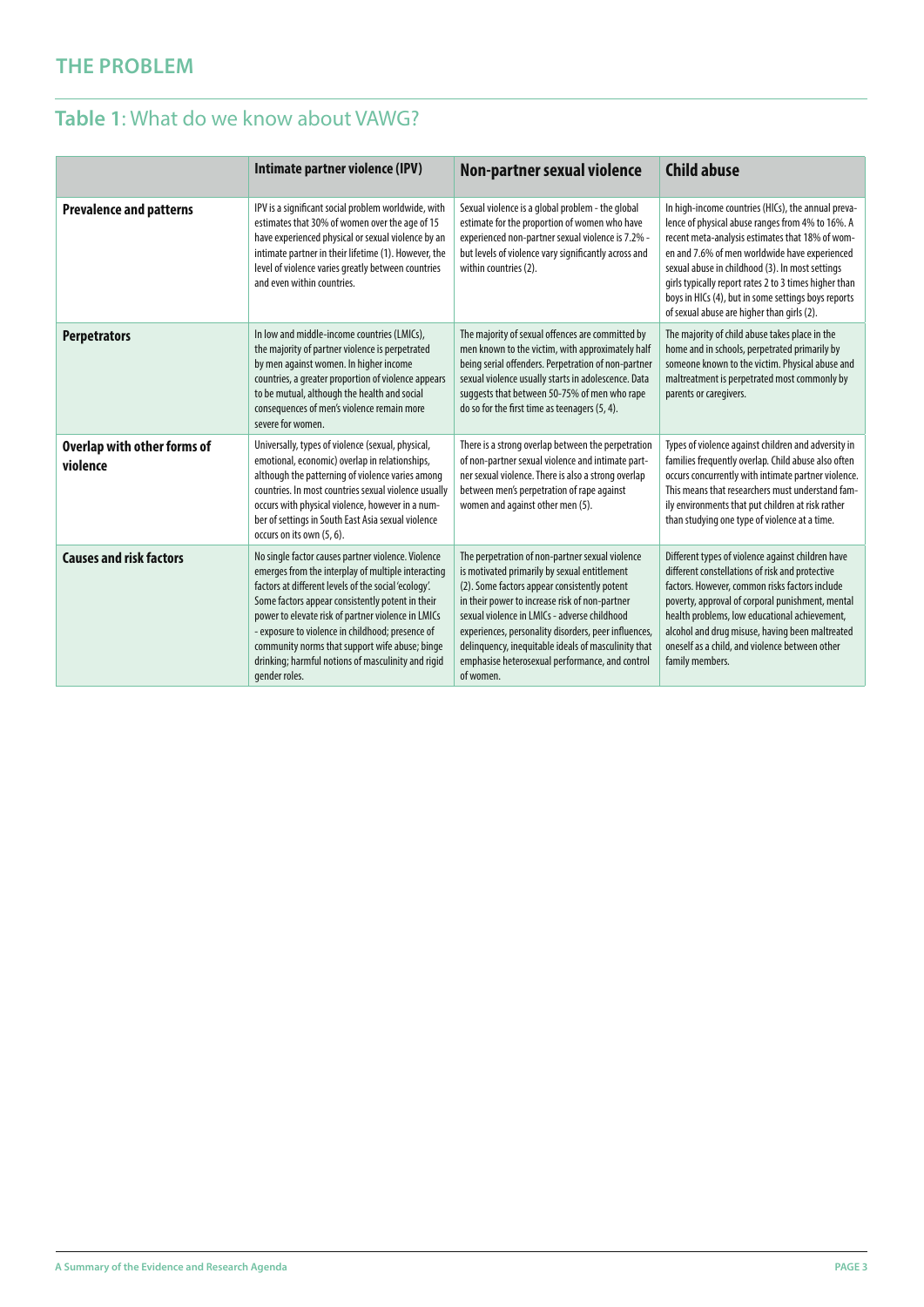## THE PROBLEM

## Table 1: What do we know about VAWG?

| | Intimate partner violence (IPV) | Non-partner sexual violence | Child abuse |
|---|---|---|---|
| **Prevalence and patterns** | IPV is a significant social problem worldwide, with estimates that 30% of women over the age of 15 have experienced physical or sexual violence by an intimate partner in their lifetime (1). However, the level of violence varies greatly between countries and even within countries. | Sexual violence is a global problem - the global estimate for the proportion of women who have experienced non-partner sexual violence is 7.2% - but levels of violence vary significantly across and within countries (2). | In high-income countries (HICs), the annual prevalence of physical abuse ranges from 4% to 16%. A recent meta-analysis estimates that 18% of women and 7.6% of men worldwide have experienced sexual abuse in childhood (3). In most settings girls typically report rates 2 to 3 times higher than boys in HICs (4), but in some settings boys reports of sexual abuse are higher than girls (2). |
| **Perpetrators** | In low and middle-income countries (LMICs), the majority of partner violence is perpetrated by men against women. In higher income countries, a greater proportion of violence appears to be mutual, although the health and social consequences of men's violence remain more severe for women. | The majority of sexual offences are committed by men known to the victim, with approximately half being serial offenders. Perpetration of non-partner sexual violence usually starts in adolescence. Data suggests that between 50-75% of men who rape do so for the first time as teenagers (5, 4). | The majority of child abuse takes place in the home and in schools, perpetrated primarily by someone known to the victim. Physical abuse and maltreatment is perpetrated most commonly by parents or caregivers. |
| **Overlap with other forms of violence** | Universally, types of violence (sexual, physical, emotional, economic) overlap in relationships, although the patterning of violence varies among countries. In most countries sexual violence usually occurs with physical violence, however in a number of settings in South East Asia sexual violence occurs on its own (5, 6). | There is a strong overlap between the perpetration of non-partner sexual violence and intimate partner sexual violence. There is also a strong overlap between men's perpetration of rape against women and against other men (5). | Types of violence against children and adversity in families frequently overlap. Child abuse also often occurs concurrently with intimate partner violence. This means that researchers must understand family environments that put children at risk rather than studying one type of violence at a time. |
| **Causes and risk factors** | No single factor causes partner violence. Violence emerges from the interplay of multiple interacting factors at different levels of the social 'ecology'. Some factors appear consistently potent in their power to elevate risk of partner violence in LMICs - exposure to violence in childhood; presence of community norms that support wife abuse; binge drinking; harmful notions of masculinity and rigid gender roles. | The perpetration of non-partner sexual violence is motivated primarily by sexual entitlement (2). Some factors appear consistently potent in their power to increase risk of non-partner sexual violence in LMICs - adverse childhood experiences, personality disorders, peer influences, delinquency, inequitable ideals of masculinity that emphasise heterosexual performance, and control of women. | Different types of violence against children have different constellations of risk and protective factors. However, common risks factors include poverty, approval of corporal punishment, mental health problems, low educational achievement, alcohol and drug misuse, having been maltreated oneself as a child, and violence between other family members. |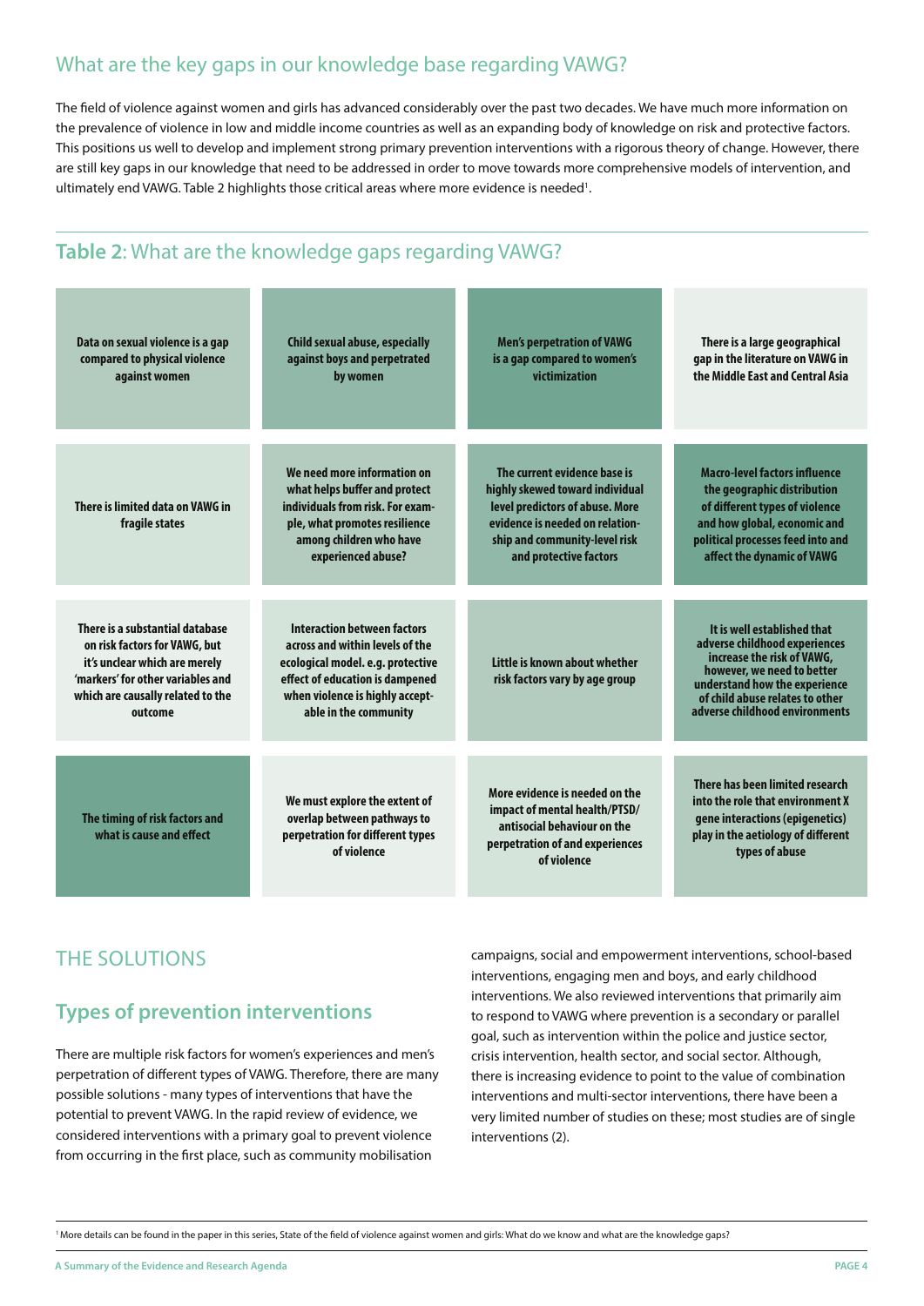## What are the key gaps in our knowledge base regarding VAWG?

The field of violence against women and girls has advanced considerably over the past two decades. We have much more information on the prevalence of violence in low and middle income countries as well as an expanding body of knowledge on risk and protective factors. This positions us well to develop and implement strong primary prevention interventions with a rigorous theory of change. However, there are still key gaps in our knowledge that need to be addressed in order to move towards more comprehensive models of intervention, and ultimately end VAWG. Table 2 highlights those critical areas where more evidence is needed[1].

### **Table 2**: What are the knowledge gaps regarding VAWG?

| | | | |
|---|---|---|---|
| Data on sexual violence is a gap compared to physical violence against women | Child sexual abuse, especially against boys and perpetrated by women | Men's perpetration of VAWG is a gap compared to women's victimization | There is a large geographical gap in the literature on VAWG in the Middle East and Central Asia |
| There is limited data on VAWG in fragile states | We need more information on what helps buffer and protect individuals from risk. For example, what promotes resilience among children who have experienced abuse? | The current evidence base is highly skewed toward individual level predictors of abuse. More evidence is needed on relationship and community-level risk and protective factors | Macro-level factors influence the geographic distribution of different types of violence and how global, economic and political processes feed into and affect the dynamic of VAWG |
| There is a substantial database on risk factors for VAWG, but it's unclear which are merely 'markers' for other variables and which are causally related to the outcome | Interaction between factors across and within levels of the ecological model. e.g. protective effect of education is dampened when violence is highly acceptable in the community | Little is known about whether risk factors vary by age group | It is well established that adverse childhood experiences increase the risk of VAWG, however, we need to better understand how the experience of child abuse relates to other adverse childhood environments |
| The timing of risk factors and what is cause and effect | We must explore the extent of overlap between pathways to perpetration for different types of violence | More evidence is needed on the impact of mental health/PTSD/antisocial behaviour on the perpetration of and experiences of violence | There has been limited research into the role that environment X gene interactions (epigenetics) play in the aetiology of different types of abuse |

## THE SOLUTIONS

### Types of prevention interventions

There are multiple risk factors for women's experiences and men's perpetration of different types of VAWG. Therefore, there are many possible solutions - many types of interventions that have the potential to prevent VAWG. In the rapid review of evidence, we considered interventions with a primary goal to prevent violence from occurring in the first place, such as community mobilisation campaigns, social and empowerment interventions, school-based interventions, engaging men and boys, and early childhood interventions. We also reviewed interventions that primarily aim to respond to VAWG where prevention is a secondary or parallel goal, such as intervention within the police and justice sector, crisis intervention, health sector, and social sector. Although, there is increasing evidence to point to the value of combination interventions and multi-sector interventions, there have been a very limited number of studies on these; most studies are of single interventions (2).

[1] More details can be found in the paper in this series, State of the field of violence against women and girls: What do we know and what are the knowledge gaps?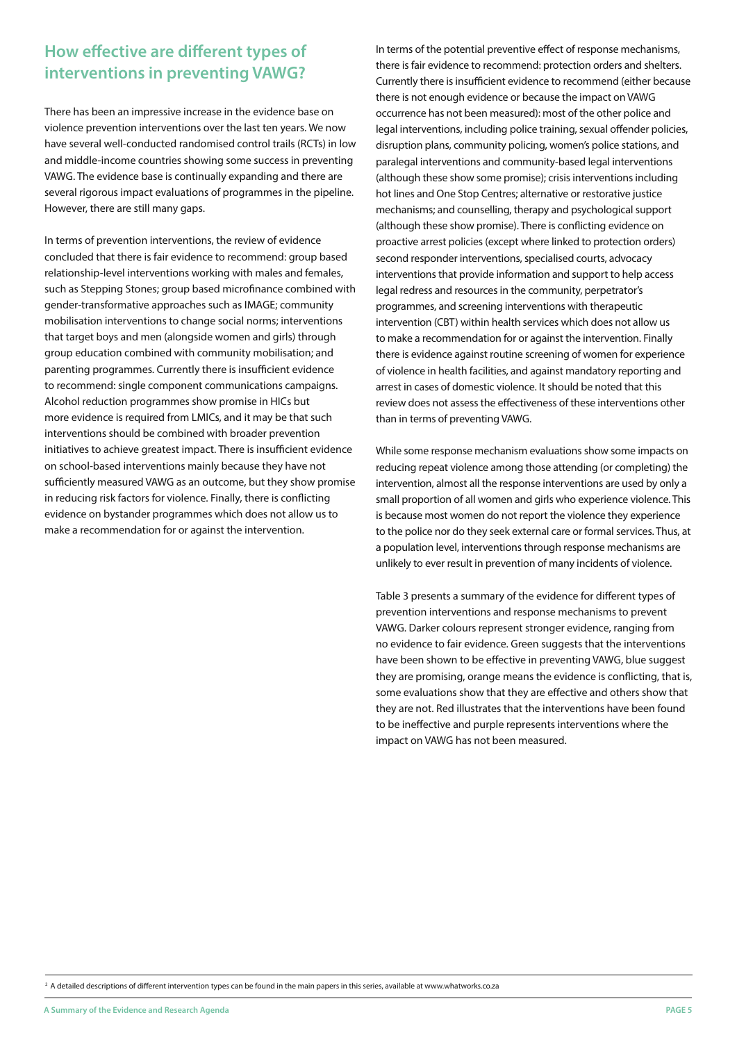## How effective are different types of interventions in preventing VAWG?

There has been an impressive increase in the evidence base on violence prevention interventions over the last ten years. We now have several well-conducted randomised control trails (RCTs) in low and middle-income countries showing some success in preventing VAWG. The evidence base is continually expanding and there are several rigorous impact evaluations of programmes in the pipeline. However, there are still many gaps.

In terms of prevention interventions, the review of evidence concluded that there is fair evidence to recommend: group based relationship-level interventions working with males and females, such as Stepping Stones; group based microfinance combined with gender-transformative approaches such as IMAGE; community mobilisation interventions to change social norms; interventions that target boys and men (alongside women and girls) through group education combined with community mobilisation; and parenting programmes. Currently there is insufficient evidence to recommend: single component communications campaigns. Alcohol reduction programmes show promise in HICs but more evidence is required from LMICs, and it may be that such interventions should be combined with broader prevention initiatives to achieve greatest impact. There is insufficient evidence on school-based interventions mainly because they have not sufficiently measured VAWG as an outcome, but they show promise in reducing risk factors for violence. Finally, there is conflicting evidence on bystander programmes which does not allow us to make a recommendation for or against the intervention.

In terms of the potential preventive effect of response mechanisms, there is fair evidence to recommend: protection orders and shelters. Currently there is insufficient evidence to recommend (either because there is not enough evidence or because the impact on VAWG occurrence has not been measured): most of the other police and legal interventions, including police training, sexual offender policies, disruption plans, community policing, women's police stations, and paralegal interventions and community-based legal interventions (although these show some promise); crisis interventions including hot lines and One Stop Centres; alternative or restorative justice mechanisms; and counselling, therapy and psychological support (although these show promise). There is conflicting evidence on proactive arrest policies (except where linked to protection orders) second responder interventions, specialised courts, advocacy interventions that provide information and support to help access legal redress and resources in the community, perpetrator's programmes, and screening interventions with therapeutic intervention (CBT) within health services which does not allow us to make a recommendation for or against the intervention. Finally there is evidence against routine screening of women for experience of violence in health facilities, and against mandatory reporting and arrest in cases of domestic violence. It should be noted that this review does not assess the effectiveness of these interventions other than in terms of preventing VAWG.

While some response mechanism evaluations show some impacts on reducing repeat violence among those attending (or completing) the intervention, almost all the response interventions are used by only a small proportion of all women and girls who experience violence. This is because most women do not report the violence they experience to the police nor do they seek external care or formal services. Thus, at a population level, interventions through response mechanisms are unlikely to ever result in prevention of many incidents of violence.

Table 3 presents a summary of the evidence for different types of prevention interventions and response mechanisms to prevent VAWG. Darker colours represent stronger evidence, ranging from no evidence to fair evidence. Green suggests that the interventions have been shown to be effective in preventing VAWG, blue suggest they are promising, orange means the evidence is conflicting, that is, some evaluations show that they are effective and others show that they are not. Red illustrates that the interventions have been found to be ineffective and purple represents interventions where the impact on VAWG has not been measured.

[2] A detailed descriptions of different intervention types can be found in the main papers in this series, available at www.whatworks.co.za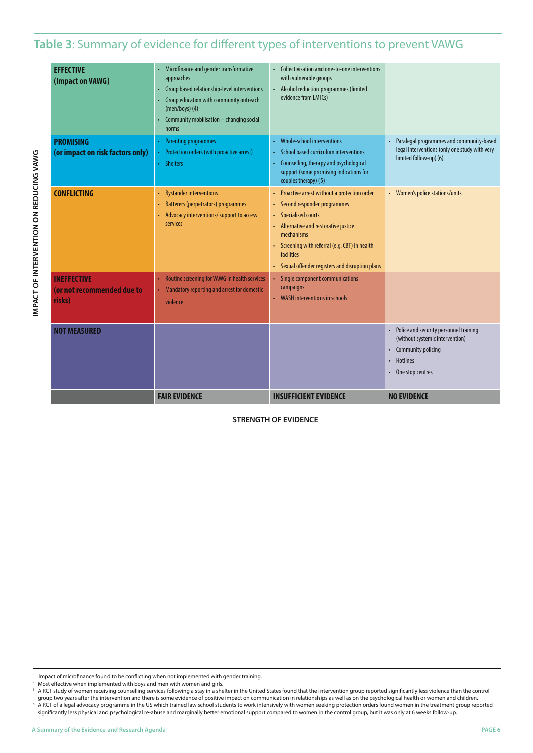## **Table 3**: Summary of evidence for different types of interventions to prevent VAWG

| IMPACT OF INTERVENTION ON REDUCING VAWG | FAIR EVIDENCE | INSUFFICIENT EVIDENCE | NO EVIDENCE |
|---|---|---|---|
| **EFFECTIVE (Impact on VAWG)** | • Microfinance and gender transformative approaches<br>• Group based relationship-level interventions<br>• Group education with community outreach (men/boys) (4)<br>• Community mobilisation – changing social norms | • Collectivisation and one-to-one interventions with vulnerable groups<br>• Alcohol reduction programmes (limited evidence from LMICs) | |
| **PROMISING (or impact on risk factors only)** | • Parenting programmes<br>• Protection orders (with proactive arrest)<br>• Shelters | • Whole-school interventions<br>• School based curriculum interventions<br>• Counselling, therapy and psychological support (some promising indications for couples therapy) (5) | • Paralegal programmes and community-based legal interventions (only one study with very limited follow-up) (6) |
| **CONFLICTING** | • Bystander interventions<br>• Batterers (perpetrators) programmes<br>• Advocacy interventions/ support to access services | • Proactive arrest without a protection order<br>• Second responder programmes<br>• Specialised courts<br>• Alternative and restorative justice mechanisms<br>• Screening with referral (e.g. CBT) in health facilities<br>• Sexual offender registers and disruption plans | • Women's police stations/units |
| **INEFFECTIVE (or not recommended due to risks)** | • Routine screening for VAWG in health services<br>• Mandatory reporting and arrest for domestic violence | • Single component communications campaigns<br>• WASH interventions in schools | |
| **NOT MEASURED** | | | • Police and security personnel training (without systemic intervention)<br>• Community policing<br>• Hotlines<br>• One stop centres |

**STRENGTH OF EVIDENCE**

---

[3] Impact of microfinance found to be conflicting when not implemented with gender training.

[4] Most effective when implemented with boys and men with women and girls.

[5] A RCT study of women receiving counselling services following a stay in a shelter in the United States found that the intervention group reported significantly less violence than the control group two years after the intervention and there is some evidence of positive impact on communication in relationships as well as on the psychological health or women and children.

[6] A RCT of a legal advocacy programme in the US which trained law school students to work intensively with women seeking protection orders found women in the treatment group reported significantly less physical and psychological re-abuse and marginally better emotional support compared to women in the control group, but it was only at 6 weeks follow-up.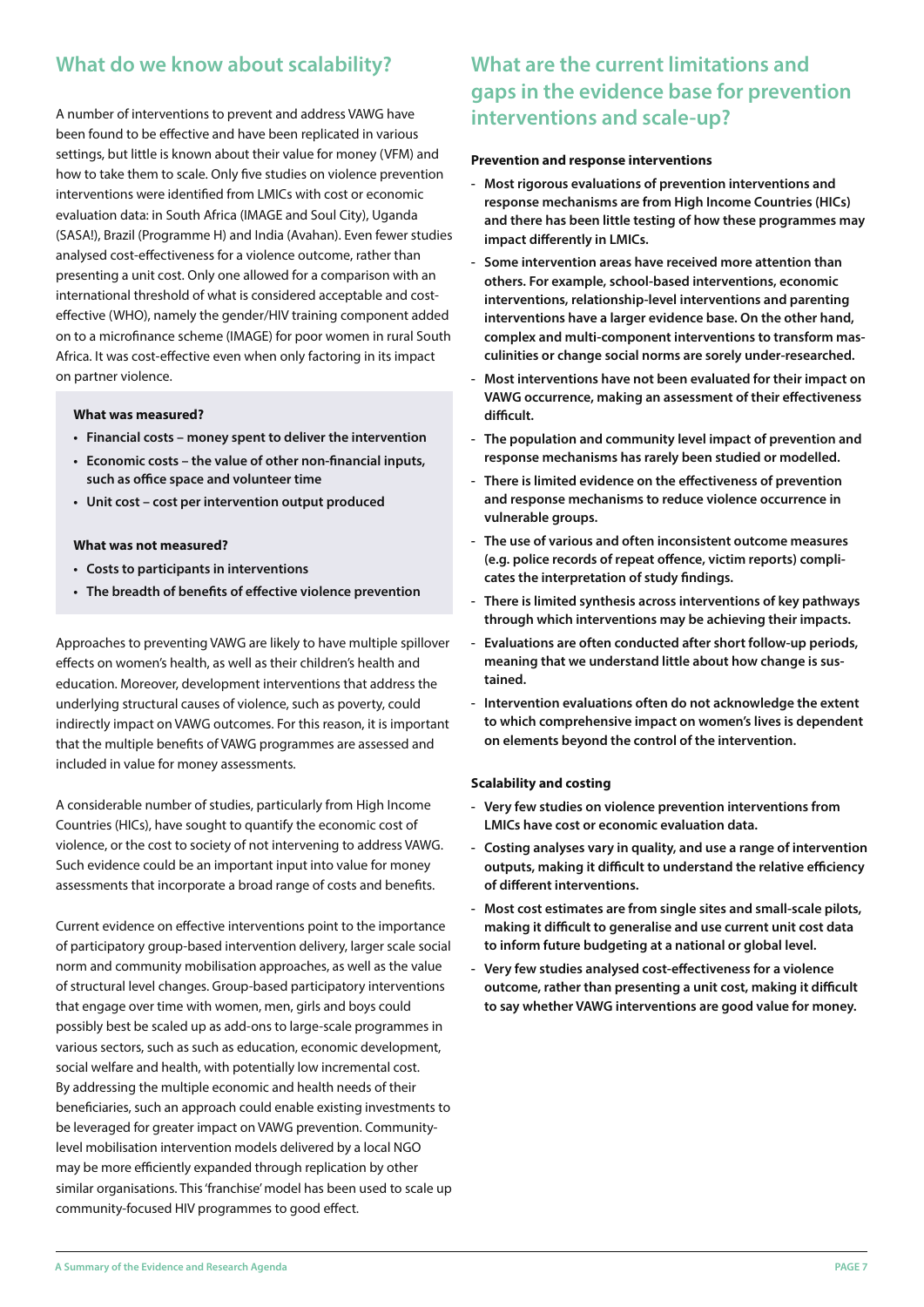## What do we know about scalability?

A number of interventions to prevent and address VAWG have been found to be effective and have been replicated in various settings, but little is known about their value for money (VFM) and how to take them to scale. Only five studies on violence prevention interventions were identified from LMICs with cost or economic evaluation data: in South Africa (IMAGE and Soul City), Uganda (SASA!), Brazil (Programme H) and India (Avahan). Even fewer studies analysed cost-effectiveness for a violence outcome, rather than presenting a unit cost. Only one allowed for a comparison with an international threshold of what is considered acceptable and cost-effective (WHO), namely the gender/HIV training component added on to a microfinance scheme (IMAGE) for poor women in rural South Africa. It was cost-effective even when only factoring in its impact on partner violence.

**What was measured?**

- **Financial costs – money spent to deliver the intervention**
- **Economic costs – the value of other non-financial inputs, such as office space and volunteer time**
- **Unit cost – cost per intervention output produced**

**What was not measured?**

- **Costs to participants in interventions**
- **The breadth of benefits of effective violence prevention**

Approaches to preventing VAWG are likely to have multiple spillover effects on women's health, as well as their children's health and education. Moreover, development interventions that address the underlying structural causes of violence, such as poverty, could indirectly impact on VAWG outcomes. For this reason, it is important that the multiple benefits of VAWG programmes are assessed and included in value for money assessments.

A considerable number of studies, particularly from High Income Countries (HICs), have sought to quantify the economic cost of violence, or the cost to society of not intervening to address VAWG. Such evidence could be an important input into value for money assessments that incorporate a broad range of costs and benefits.

Current evidence on effective interventions point to the importance of participatory group-based intervention delivery, larger scale social norm and community mobilisation approaches, as well as the value of structural level changes. Group-based participatory interventions that engage over time with women, men, girls and boys could possibly best be scaled up as add-ons to large-scale programmes in various sectors, such as such as education, economic development, social welfare and health, with potentially low incremental cost. By addressing the multiple economic and health needs of their beneficiaries, such an approach could enable existing investments to be leveraged for greater impact on VAWG prevention. Community-level mobilisation intervention models delivered by a local NGO may be more efficiently expanded through replication by other similar organisations. This 'franchise' model has been used to scale up community-focused HIV programmes to good effect.

## What are the current limitations and gaps in the evidence base for prevention interventions and scale-up?

**Prevention and response interventions**

- **Most rigorous evaluations of prevention interventions and response mechanisms are from High Income Countries (HICs) and there has been little testing of how these programmes may impact differently in LMICs.**
- **Some intervention areas have received more attention than others. For example, school-based interventions, economic interventions, relationship-level interventions and parenting interventions have a larger evidence base. On the other hand, complex and multi-component interventions to transform masculinities or change social norms are sorely under-researched.**
- **Most interventions have not been evaluated for their impact on VAWG occurrence, making an assessment of their effectiveness difficult.**
- **The population and community level impact of prevention and response mechanisms has rarely been studied or modelled.**
- **There is limited evidence on the effectiveness of prevention and response mechanisms to reduce violence occurrence in vulnerable groups.**
- **The use of various and often inconsistent outcome measures (e.g. police records of repeat offence, victim reports) complicates the interpretation of study findings.**
- **There is limited synthesis across interventions of key pathways through which interventions may be achieving their impacts.**
- **Evaluations are often conducted after short follow-up periods, meaning that we understand little about how change is sustained.**
- **Intervention evaluations often do not acknowledge the extent to which comprehensive impact on women's lives is dependent on elements beyond the control of the intervention.**

**Scalability and costing**

- **Very few studies on violence prevention interventions from LMICs have cost or economic evaluation data.**
- **Costing analyses vary in quality, and use a range of intervention outputs, making it difficult to understand the relative efficiency of different interventions.**
- **Most cost estimates are from single sites and small-scale pilots, making it difficult to generalise and use current unit cost data to inform future budgeting at a national or global level.**
- **Very few studies analysed cost-effectiveness for a violence outcome, rather than presenting a unit cost, making it difficult to say whether VAWG interventions are good value for money.**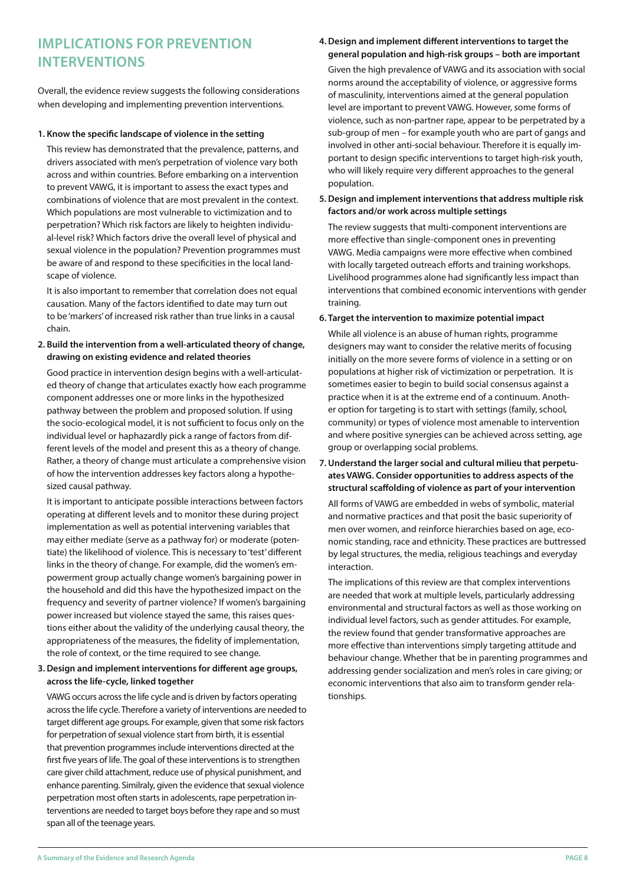## IMPLICATIONS FOR PREVENTION INTERVENTIONS

Overall, the evidence review suggests the following considerations when developing and implementing prevention interventions.

**1. Know the specific landscape of violence in the setting**

This review has demonstrated that the prevalence, patterns, and drivers associated with men's perpetration of violence vary both across and within countries. Before embarking on a intervention to prevent VAWG, it is important to assess the exact types and combinations of violence that are most prevalent in the context. Which populations are most vulnerable to victimization and to perpetration? Which risk factors are likely to heighten individual-level risk? Which factors drive the overall level of physical and sexual violence in the population? Prevention programmes must be aware of and respond to these specificities in the local landscape of violence.

It is also important to remember that correlation does not equal causation. Many of the factors identified to date may turn out to be 'markers' of increased risk rather than true links in a causal chain.

**2. Build the intervention from a well-articulated theory of change, drawing on existing evidence and related theories**

Good practice in intervention design begins with a well-articulated theory of change that articulates exactly how each programme component addresses one or more links in the hypothesized pathway between the problem and proposed solution. If using the socio-ecological model, it is not sufficient to focus only on the individual level or haphazardly pick a range of factors from different levels of the model and present this as a theory of change. Rather, a theory of change must articulate a comprehensive vision of how the intervention addresses key factors along a hypothesized causal pathway.

It is important to anticipate possible interactions between factors operating at different levels and to monitor these during project implementation as well as potential intervening variables that may either mediate (serve as a pathway for) or moderate (potentiate) the likelihood of violence. This is necessary to 'test' different links in the theory of change. For example, did the women's empowerment group actually change women's bargaining power in the household and did this have the hypothesized impact on the frequency and severity of partner violence? If women's bargaining power increased but violence stayed the same, this raises questions either about the validity of the underlying causal theory, the appropriateness of the measures, the fidelity of implementation, the role of context, or the time required to see change.

**3. Design and implement interventions for different age groups, across the life-cycle, linked together**

VAWG occurs across the life cycle and is driven by factors operating across the life cycle. Therefore a variety of interventions are needed to target different age groups. For example, given that some risk factors for perpetration of sexual violence start from birth, it is essential that prevention programmes include interventions directed at the first five years of life. The goal of these interventions is to strengthen care giver child attachment, reduce use of physical punishment, and enhance parenting. Similraly, given the evidence that sexual violence perpetration most often starts in adolescents, rape perpetration interventions are needed to target boys before they rape and so must span all of the teenage years.

**4. Design and implement different interventions to target the general population and high-risk groups – both are important**

Given the high prevalence of VAWG and its association with social norms around the acceptability of violence, or aggressive forms of masculinity, interventions aimed at the general population level are important to prevent VAWG. However, some forms of violence, such as non-partner rape, appear to be perpetrated by a sub-group of men – for example youth who are part of gangs and involved in other anti-social behaviour. Therefore it is equally important to design specific interventions to target high-risk youth, who will likely require very different approaches to the general population.

**5. Design and implement interventions that address multiple risk factors and/or work across multiple settings**

The review suggests that multi-component interventions are more effective than single-component ones in preventing VAWG. Media campaigns were more effective when combined with locally targeted outreach efforts and training workshops. Livelihood programmes alone had significantly less impact than interventions that combined economic interventions with gender training.

**6. Target the intervention to maximize potential impact**

While all violence is an abuse of human rights, programme designers may want to consider the relative merits of focusing initially on the more severe forms of violence in a setting or on populations at higher risk of victimization or perpetration. It is sometimes easier to begin to build social consensus against a practice when it is at the extreme end of a continuum. Another option for targeting is to start with settings (family, school, community) or types of violence most amenable to intervention and where positive synergies can be achieved across setting, age group or overlapping social problems.

**7. Understand the larger social and cultural milieu that perpetuates VAWG. Consider opportunities to address aspects of the structural scaffolding of violence as part of your intervention**

All forms of VAWG are embedded in webs of symbolic, material and normative practices and that posit the basic superiority of men over women, and reinforce hierarchies based on age, economic standing, race and ethnicity. These practices are buttressed by legal structures, the media, religious teachings and everyday interaction.

The implications of this review are that complex interventions are needed that work at multiple levels, particularly addressing environmental and structural factors as well as those working on individual level factors, such as gender attitudes. For example, the review found that gender transformative approaches are more effective than interventions simply targeting attitude and behaviour change. Whether that be in parenting programmes and addressing gender socialization and men's roles in care giving; or economic interventions that also aim to transform gender relationships.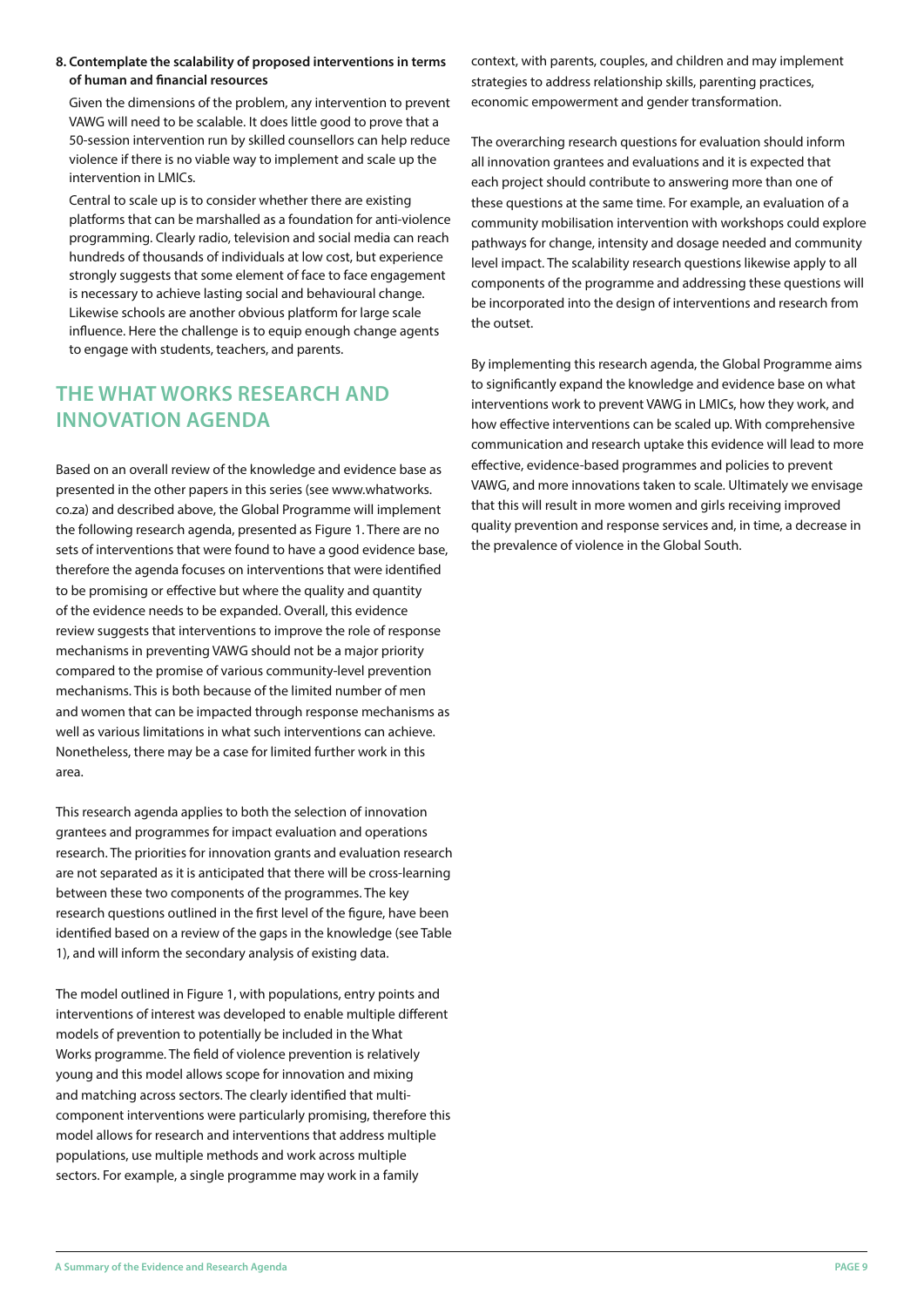**8. Contemplate the scalability of proposed interventions in terms of human and financial resources**

Given the dimensions of the problem, any intervention to prevent VAWG will need to be scalable. It does little good to prove that a 50-session intervention run by skilled counsellors can help reduce violence if there is no viable way to implement and scale up the intervention in LMICs.

Central to scale up is to consider whether there are existing platforms that can be marshalled as a foundation for anti-violence programming. Clearly radio, television and social media can reach hundreds of thousands of individuals at low cost, but experience strongly suggests that some element of face to face engagement is necessary to achieve lasting social and behavioural change. Likewise schools are another obvious platform for large scale influence. Here the challenge is to equip enough change agents to engage with students, teachers, and parents.

## THE WHAT WORKS RESEARCH AND INNOVATION AGENDA

Based on an overall review of the knowledge and evidence base as presented in the other papers in this series (see www.whatworks.co.za) and described above, the Global Programme will implement the following research agenda, presented as Figure 1. There are no sets of interventions that were found to have a good evidence base, therefore the agenda focuses on interventions that were identified to be promising or effective but where the quality and quantity of the evidence needs to be expanded. Overall, this evidence review suggests that interventions to improve the role of response mechanisms in preventing VAWG should not be a major priority compared to the promise of various community-level prevention mechanisms. This is both because of the limited number of men and women that can be impacted through response mechanisms as well as various limitations in what such interventions can achieve. Nonetheless, there may be a case for limited further work in this area.

This research agenda applies to both the selection of innovation grantees and programmes for impact evaluation and operations research. The priorities for innovation grants and evaluation research are not separated as it is anticipated that there will be cross-learning between these two components of the programmes. The key research questions outlined in the first level of the figure, have been identified based on a review of the gaps in the knowledge (see Table 1), and will inform the secondary analysis of existing data.

The model outlined in Figure 1, with populations, entry points and interventions of interest was developed to enable multiple different models of prevention to potentially be included in the What Works programme. The field of violence prevention is relatively young and this model allows scope for innovation and mixing and matching across sectors. The clearly identified that multi-component interventions were particularly promising, therefore this model allows for research and interventions that address multiple populations, use multiple methods and work across multiple sectors. For example, a single programme may work in a family context, with parents, couples, and children and may implement strategies to address relationship skills, parenting practices, economic empowerment and gender transformation.

The overarching research questions for evaluation should inform all innovation grantees and evaluations and it is expected that each project should contribute to answering more than one of these questions at the same time. For example, an evaluation of a community mobilisation intervention with workshops could explore pathways for change, intensity and dosage needed and community level impact. The scalability research questions likewise apply to all components of the programme and addressing these questions will be incorporated into the design of interventions and research from the outset.

By implementing this research agenda, the Global Programme aims to significantly expand the knowledge and evidence base on what interventions work to prevent VAWG in LMICs, how they work, and how effective interventions can be scaled up. With comprehensive communication and research uptake this evidence will lead to more effective, evidence-based programmes and policies to prevent VAWG, and more innovations taken to scale. Ultimately we envisage that this will result in more women and girls receiving improved quality prevention and response services and, in time, a decrease in the prevalence of violence in the Global South.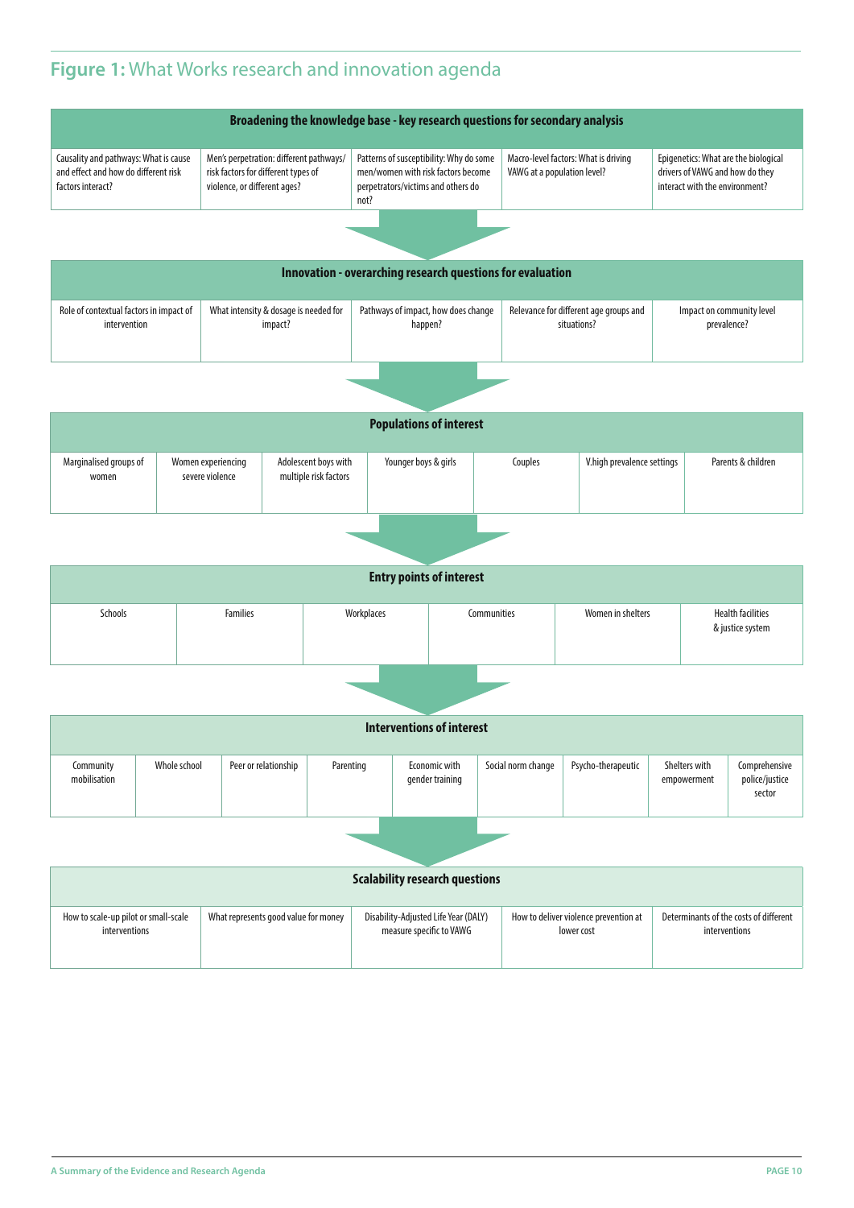## Figure 1: What Works research and innovation agenda

| Broadening the knowledge base - key research questions for secondary analysis | | | | |
|---|---|---|---|---|
| Causality and pathways: What is cause and effect and how do different risk factors interact? | Men's perpetration: different pathways/ risk factors for different types of violence, or different ages? | Patterns of susceptibility: Why do some men/women with risk factors become perpetrators/victims and others do not? | Macro-level factors: What is driving VAWG at a population level? | Epigenetics: What are the biological drivers of VAWG and how do they interact with the environment? |

| Innovation - overarching research questions for evaluation | | | | |
|---|---|---|---|---|
| Role of contextual factors in impact of intervention | What intensity & dosage is needed for impact? | Pathways of impact, how does change happen? | Relevance for different age groups and situations? | Impact on community level prevalence? |

| Populations of interest | | | | | | |
|---|---|---|---|---|---|---|
| Marginalised groups of women | Women experiencing severe violence | Adolescent boys with multiple risk factors | Younger boys & girls | Couples | V.high prevalence settings | Parents & children |

| Entry points of interest | | | | | |
|---|---|---|---|---|---|
| Schools | Families | Workplaces | Communities | Women in shelters | Health facilities & justice system |

| Interventions of interest | | | | | | | | |
|---|---|---|---|---|---|---|---|---|
| Community mobilisation | Whole school | Peer or relationship | Parenting | Economic with gender training | Social norm change | Psycho-therapeutic | Shelters with empowerment | Comprehensive police/justice sector |

| Scalability research questions | | | | |
|---|---|---|---|---|
| How to scale-up pilot or small-scale interventions | What represents good value for money | Disability-Adjusted Life Year (DALY) measure specific to VAWG | How to deliver violence prevention at lower cost | Determinants of the costs of different interventions |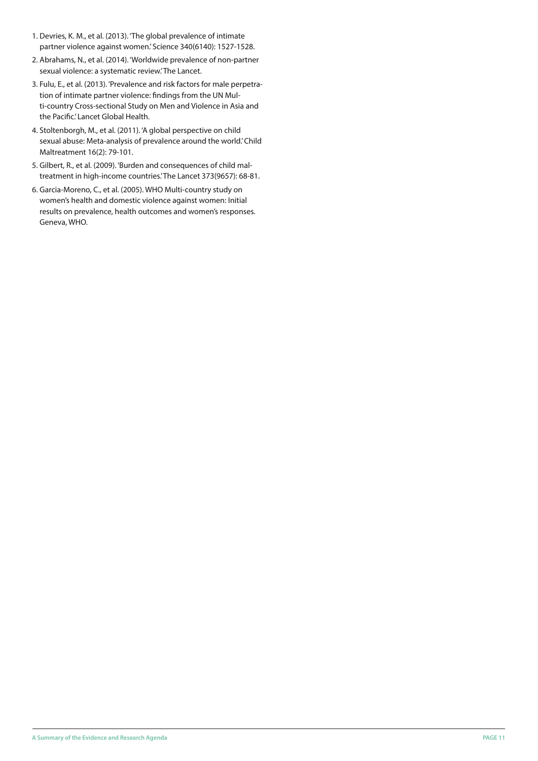1. Devries, K. M., et al. (2013). 'The global prevalence of intimate partner violence against women.' Science 340(6140): 1527-1528.
2. Abrahams, N., et al. (2014). 'Worldwide prevalence of non-partner sexual violence: a systematic review.' The Lancet.
3. Fulu, E., et al. (2013). 'Prevalence and risk factors for male perpetration of intimate partner violence: findings from the UN Multi-country Cross-sectional Study on Men and Violence in Asia and the Pacific.' Lancet Global Health.
4. Stoltenborgh, M., et al. (2011). 'A global perspective on child sexual abuse: Meta-analysis of prevalence around the world.' Child Maltreatment 16(2): 79-101.
5. Gilbert, R., et al. (2009). 'Burden and consequences of child maltreatment in high-income countries.' The Lancet 373(9657): 68-81.
6. Garcia-Moreno, C., et al. (2005). WHO Multi-country study on women's health and domestic violence against women: Initial results on prevalence, health outcomes and women's responses. Geneva, WHO.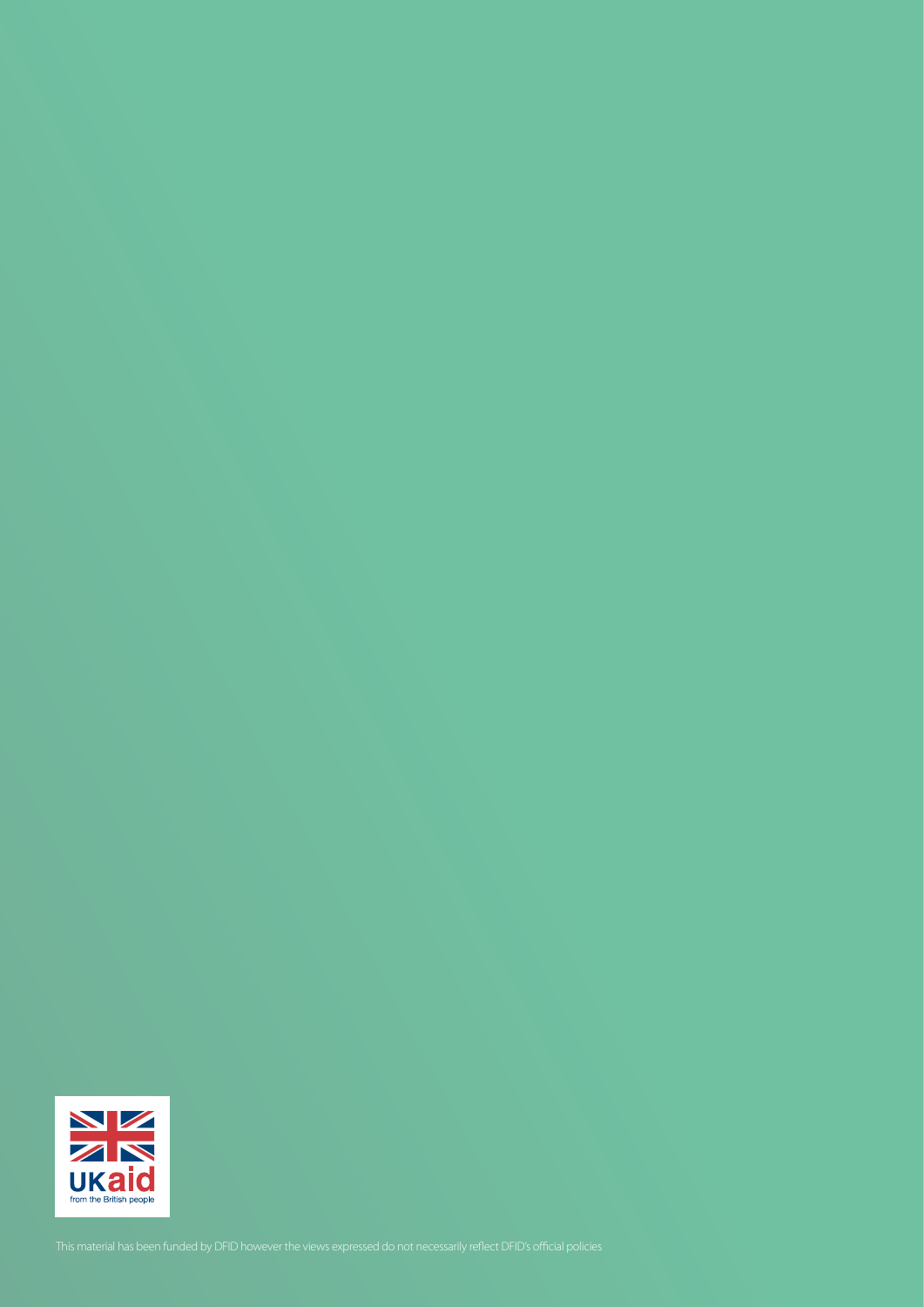UKaid

from the British people

This material has been funded by DFID however the views expressed do not necessarily reflect DFID's official policies